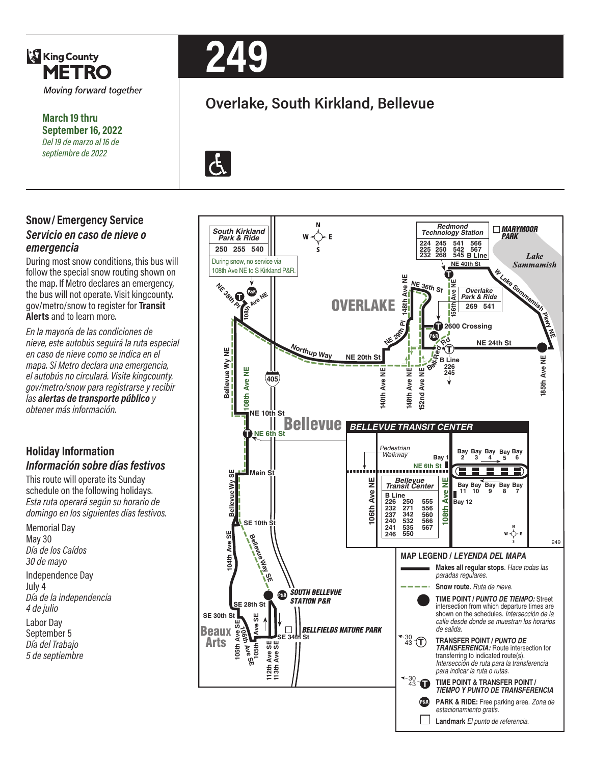King County METRO

*Moving forward together*

**March 19 thru September 16, 2022**
*Del 19 de marzo al 16 de septiembre de 2022*

# 249

## Overlake, South Kirkland, Bellevue

## Snow/ Emergency Service
### *Servicio en caso de nieve o emergencia*

During most snow conditions, this bus will follow the special snow routing shown on the map. If Metro declares an emergency, the bus will not operate. Visit kingcounty.gov/metro/snow to register for **Transit Alerts** and to learn more.

*En la mayoría de las condiciones de nieve, este autobús seguirá la ruta especial en caso de nieve como se indica en el mapa. Si Metro declara una emergencia, el autobús no circulará. Visite kingcounty.gov/metro/snow para registrarse y recibir las* ***alertas de transporte público*** *y obtener más información.*

## Holiday Information
### *Información sobre días festivos*

This route will operate its Sunday schedule on the following holidays.
*Esta ruta operará según su horario de domingo en los siguientes días festivos.*

Memorial Day
May 30
*Día de los Caídos*
*30 de mayo*

Independence Day
July 4
*Día de la independencia*
*4 de julio*

Labor Day
September 5
*Día del Trabajo*
*5 de septiembre*

South Kirkland Park & Ride: 250 255 540

During snow, no service via 108th Ave NE to S Kirkland P&R.

Redmond Technology Station: 224 225 232 245 250 268 541 542 545 566 567 B Line

Overlake Park & Ride: 269 541

2600 Crossing

B Line 226 245

BELLEVUE TRANSIT CENTER

Bellevue Transit Center: B Line 226 232 237 240 241 246 250 271 342 532 535 550 555 556 560 566 567

SOUTH BELLEVUE STATION P&R

BELLFIELDS NATURE PARK

MARYMOOR PARK

### MAP LEGEND / *LEYENDA DEL MAPA*

- **Makes all regular stops**. *Hace todas las paradas regulares.*
- **Snow route.** *Ruta de nieve.*
- **TIME POINT /** ***PUNTO DE TIEMPO:*** Street intersection from which departure times are shown on the schedules. *Intersección de la calle desde donde se muestran los horarios de salida.*
- **TRANSFER POINT /** ***PUNTO DE TRANSFERENCIA:*** Route intersection for transferring to indicated route(s). *Intersección de ruta para la transferencia para indicar la ruta o rutas.*
- **TIME POINT & TRANSFER POINT /** ***TIEMPO Y PUNTO DE TRANSFERENCIA***
- **PARK & RIDE:** Free parking area. *Zona de estacionamiento gratis.*
- **Landmark** *El punto de referencia.*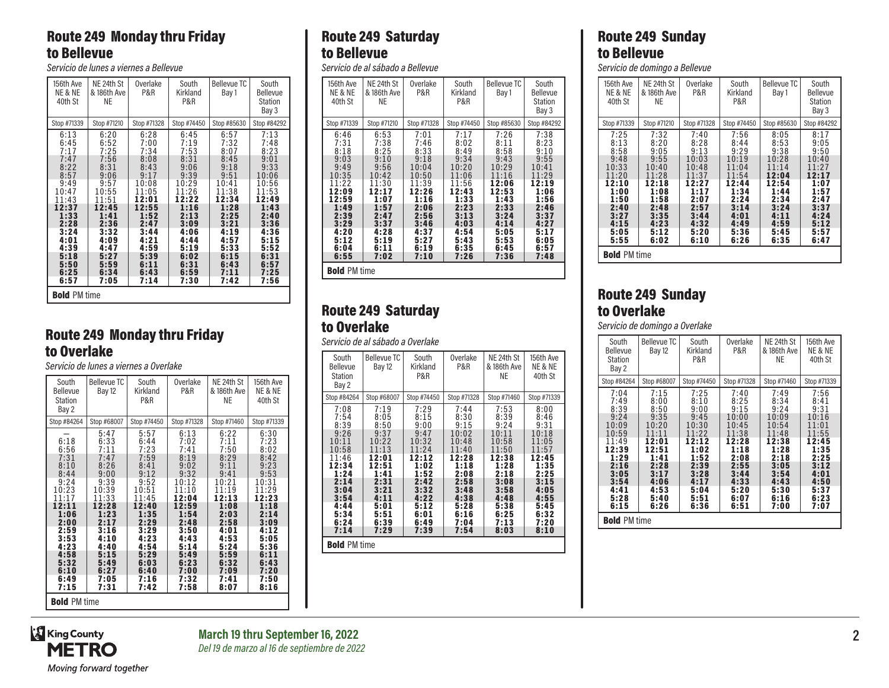## Route 249 Monday thru Friday to Bellevue

*Servicio de lunes a viernes a Bellevue*

| 156th Ave NE & NE 40th St | NE 24th St & 186th Ave NE | Overlake P&R | South Kirkland P&R | Bellevue TC Bay 1 | South Bellevue Station Bay 3 |
|---|---|---|---|---|---|
| Stop #71339 | Stop #71210 | Stop #71328 | Stop #74450 | Stop #85630 | Stop #84292 |
| 6:13 | 6:20 | 6:28 | 6:45 | 6:57 | 7:13 |
| 6:45 | 6:52 | 7:00 | 7:19 | 7:32 | 7:48 |
| 7:17 | 7:25 | 7:34 | 7:53 | 8:07 | 8:23 |
| 7:47 | 7:56 | 8:08 | 8:31 | 8:45 | 9:01 |
| 8:22 | 8:31 | 8:43 | 9:06 | 9:18 | 9:33 |
| 8:57 | 9:06 | 9:17 | 9:39 | 9:51 | 10:06 |
| 9:49 | 9:57 | 10:08 | 10:29 | 10:41 | 10:56 |
| 10:47 | 10:55 | 11:05 | 11:26 | 11:38 | 11:53 |
| 11:43 | 11:51 | **12:01** | **12:22** | **12:34** | **12:49** |
| **12:37** | **12:45** | **12:55** | **1:16** | **1:28** | **1:43** |
| **1:33** | **1:41** | **1:52** | **2:13** | **2:25** | **2:40** |
| **2:28** | **2:36** | **2:47** | **3:09** | **3:21** | **3:36** |
| **3:24** | **3:32** | **3:44** | **4:06** | **4:19** | **4:36** |
| **4:01** | **4:09** | **4:21** | **4:44** | **4:57** | **5:15** |
| **4:39** | **4:47** | **4:59** | **5:19** | **5:33** | **5:52** |
| **5:18** | **5:27** | **5:39** | **6:02** | **6:15** | **6:31** |
| **5:50** | **5:59** | **6:11** | **6:31** | **6:43** | **6:57** |
| **6:25** | **6:34** | **6:43** | **6:59** | **7:11** | **7:25** |
| **6:57** | **7:05** | **7:14** | **7:30** | **7:42** | **7:56** |

**Bold** PM time

## Route 249 Monday thru Friday to Overlake

*Servicio de lunes a viernes a Overlake*

| South Bellevue Station Bay 2 | Bellevue TC Bay 12 | South Kirkland P&R | Overlake P&R | NE 24th St & 186th Ave NE | 156th Ave NE & NE 40th St |
|---|---|---|---|---|---|
| Stop #84264 | Stop #68007 | Stop #74450 | Stop #71328 | Stop #71460 | Stop #71339 |
| — | 5:47 | 5:57 | 6:13 | 6:22 | 6:30 |
| 6:18 | 6:33 | 6:44 | 7:02 | 7:11 | 7:23 |
| 6:56 | 7:11 | 7:23 | 7:41 | 7:50 | 8:02 |
| 7:31 | 7:47 | 7:59 | 8:19 | 8:29 | 8:42 |
| 8:10 | 8:26 | 8:41 | 9:02 | 9:11 | 9:23 |
| 8:44 | 9:00 | 9:12 | 9:32 | 9:41 | 9:53 |
| 9:24 | 9:39 | 9:52 | 10:12 | 10:21 | 10:31 |
| 10:23 | 10:39 | 10:51 | 11:10 | 11:19 | 11:29 |
| 11:17 | 11:33 | 11:45 | **12:04** | **12:13** | **12:23** |
| **12:11** | **12:28** | **12:40** | **12:59** | **1:08** | **1:18** |
| **1:06** | **1:23** | **1:35** | **1:54** | **2:03** | **2:14** |
| **2:00** | **2:17** | **2:29** | **2:48** | **2:58** | **3:09** |
| **2:59** | **3:16** | **3:29** | **3:50** | **4:01** | **4:12** |
| **3:53** | **4:10** | **4:23** | **4:43** | **4:53** | **5:05** |
| **4:23** | **4:40** | **4:54** | **5:14** | **5:24** | **5:36** |
| **4:58** | **5:15** | **5:29** | **5:49** | **5:59** | **6:11** |
| **5:32** | **5:49** | **6:03** | **6:23** | **6:32** | **6:43** |
| **6:10** | **6:27** | **6:40** | **7:00** | **7:09** | **7:20** |
| **6:49** | **7:05** | **7:16** | **7:32** | **7:41** | **7:50** |
| **7:15** | **7:31** | **7:42** | **7:58** | **8:07** | **8:16** |

**Bold** PM time

## Route 249 Saturday to Bellevue

*Servicio de al sábado a Bellevue*

| 156th Ave NE & NE 40th St | NE 24th St & 186th Ave NE | Overlake P&R | South Kirkland P&R | Bellevue TC Bay 1 | South Bellevue Station Bay 3 |
|---|---|---|---|---|---|
| Stop #71339 | Stop #71210 | Stop #71328 | Stop #74450 | Stop #85630 | Stop #84292 |
| 6:46 | 6:53 | 7:01 | 7:17 | 7:26 | 7:38 |
| 7:31 | 7:38 | 7:46 | 8:02 | 8:11 | 8:23 |
| 8:18 | 8:25 | 8:33 | 8:49 | 8:58 | 9:10 |
| 9:03 | 9:10 | 9:18 | 9:34 | 9:43 | 9:55 |
| 9:49 | 9:56 | 10:04 | 10:20 | 10:29 | 10:41 |
| 10:35 | 10:42 | 10:50 | 11:06 | 11:16 | 11:29 |
| 11:22 | 11:30 | 11:39 | 11:56 | **12:06** | **12:19** |
| **12:09** | **12:17** | **12:26** | **12:43** | **12:53** | **1:06** |
| **12:59** | **1:07** | **1:16** | **1:33** | **1:43** | **1:56** |
| **1:49** | **1:57** | **2:06** | **2:23** | **2:33** | **2:46** |
| **2:39** | **2:47** | **2:56** | **3:13** | **3:24** | **3:37** |
| **3:29** | **3:37** | **3:46** | **4:03** | **4:14** | **4:27** |
| **4:20** | **4:28** | **4:37** | **4:54** | **5:05** | **5:17** |
| **5:12** | **5:19** | **5:27** | **5:43** | **5:53** | **6:05** |
| **6:04** | **6:11** | **6:19** | **6:35** | **6:45** | **6:57** |
| **6:55** | **7:02** | **7:10** | **7:26** | **7:36** | **7:48** |

**Bold** PM time

## Route 249 Saturday to Overlake

*Servicio de al sábado a Overlake*

| South Bellevue Station Bay 2 | Bellevue TC Bay 12 | South Kirkland P&R | Overlake P&R | NE 24th St & 186th Ave NE | 156th Ave NE & NE 40th St |
|---|---|---|---|---|---|
| Stop #84264 | Stop #68007 | Stop #74450 | Stop #71328 | Stop #71460 | Stop #71339 |
| 7:08 | 7:19 | 7:29 | 7:44 | 7:53 | 8:00 |
| 7:54 | 8:05 | 8:15 | 8:30 | 8:39 | 8:46 |
| 8:39 | 8:50 | 9:00 | 9:15 | 9:24 | 9:31 |
| 9:26 | 9:37 | 9:47 | 10:02 | 10:11 | 10:18 |
| 10:11 | 10:22 | 10:32 | 10:48 | 10:58 | 11:05 |
| 10:58 | 11:13 | 11:24 | 11:40 | 11:50 | 11:57 |
| 11:46 | **12:01** | **12:12** | **12:28** | **12:38** | **12:45** |
| **12:34** | **12:51** | **1:02** | **1:18** | **1:28** | **1:35** |
| **1:24** | **1:41** | **1:52** | **2:08** | **2:18** | **2:25** |
| **2:14** | **2:31** | **2:42** | **2:58** | **3:08** | **3:15** |
| **3:04** | **3:21** | **3:32** | **3:48** | **3:58** | **4:05** |
| **3:54** | **4:11** | **4:22** | **4:38** | **4:48** | **4:55** |
| **4:44** | **5:01** | **5:12** | **5:28** | **5:38** | **5:45** |
| **5:34** | **5:51** | **6:01** | **6:16** | **6:25** | **6:32** |
| **6:24** | **6:39** | **6:49** | **7:04** | **7:13** | **7:20** |
| **7:14** | **7:29** | **7:39** | **7:54** | **8:03** | **8:10** |

**Bold** PM time

## Route 249 Sunday to Bellevue

*Servicio de domingo a Bellevue*

| 156th Ave NE & NE 40th St | NE 24th St & 186th Ave NE | Overlake P&R | South Kirkland P&R | Bellevue TC Bay 1 | South Bellevue Station Bay 3 |
|---|---|---|---|---|---|
| Stop #71339 | Stop #71210 | Stop #71328 | Stop #74450 | Stop #85630 | Stop #84292 |
| 7:25 | 7:32 | 7:40 | 7:56 | 8:05 | 8:17 |
| 8:13 | 8:20 | 8:28 | 8:44 | 8:53 | 9:05 |
| 8:58 | 9:05 | 9:13 | 9:29 | 9:38 | 9:50 |
| 9:48 | 9:55 | 10:03 | 10:19 | 10:28 | 10:40 |
| 10:33 | 10:40 | 10:48 | 11:04 | 11:14 | 11:27 |
| 11:20 | 11:28 | 11:37 | 11:54 | **12:04** | **12:17** |
| **12:10** | **12:18** | **12:27** | **12:44** | **12:54** | **1:07** |
| **1:00** | **1:08** | **1:17** | **1:34** | **1:44** | **1:57** |
| **1:50** | **1:58** | **2:07** | **2:24** | **2:34** | **2:47** |
| **2:40** | **2:48** | **2:57** | **3:14** | **3:24** | **3:37** |
| **3:27** | **3:35** | **3:44** | **4:01** | **4:11** | **4:24** |
| **4:15** | **4:23** | **4:32** | **4:49** | **4:59** | **5:12** |
| **5:05** | **5:12** | **5:20** | **5:36** | **5:45** | **5:57** |
| **5:55** | **6:02** | **6:10** | **6:26** | **6:35** | **6:47** |

**Bold** PM time

## Route 249 Sunday to Overlake

*Servicio de domingo a Overlake*

| South Bellevue Station Bay 2 | Bellevue TC Bay 12 | South Kirkland P&R | Overlake P&R | NE 24th St & 186th Ave NE | 156th Ave NE & NE 40th St |
|---|---|---|---|---|---|
| Stop #84264 | Stop #68007 | Stop #74450 | Stop #71328 | Stop #71460 | Stop #71339 |
| 7:04 | 7:15 | 7:25 | 7:40 | 7:49 | 7:56 |
| 7:49 | 8:00 | 8:10 | 8:25 | 8:34 | 8:41 |
| 8:39 | 8:50 | 9:00 | 9:15 | 9:24 | 9:31 |
| 9:24 | 9:35 | 9:45 | 10:00 | 10:09 | 10:16 |
| 10:09 | 10:20 | 10:30 | 10:45 | 10:54 | 11:01 |
| 10:59 | 11:11 | 11:22 | 11:38 | 11:48 | 11:55 |
| 11:49 | **12:01** | **12:12** | **12:28** | **12:38** | **12:45** |
| **12:39** | **12:51** | **1:02** | **1:18** | **1:28** | **1:35** |
| **1:29** | **1:41** | **1:52** | **2:08** | **2:18** | **2:25** |
| **2:16** | **2:28** | **2:39** | **2:55** | **3:05** | **3:12** |
| **3:05** | **3:17** | **3:28** | **3:44** | **3:54** | **4:01** |
| **3:54** | **4:06** | **4:17** | **4:33** | **4:43** | **4:50** |
| **4:41** | **4:53** | **5:04** | **5:20** | **5:30** | **5:37** |
| **5:28** | **5:40** | **5:51** | **6:07** | **6:16** | **6:23** |
| **6:15** | **6:26** | **6:36** | **6:51** | **7:00** | **7:07** |

**Bold** PM time

King County METRO
*Moving forward together*

**March 19 thru September 16, 2022**
*Del 19 de marzo al 16 de septiembre de 2022*